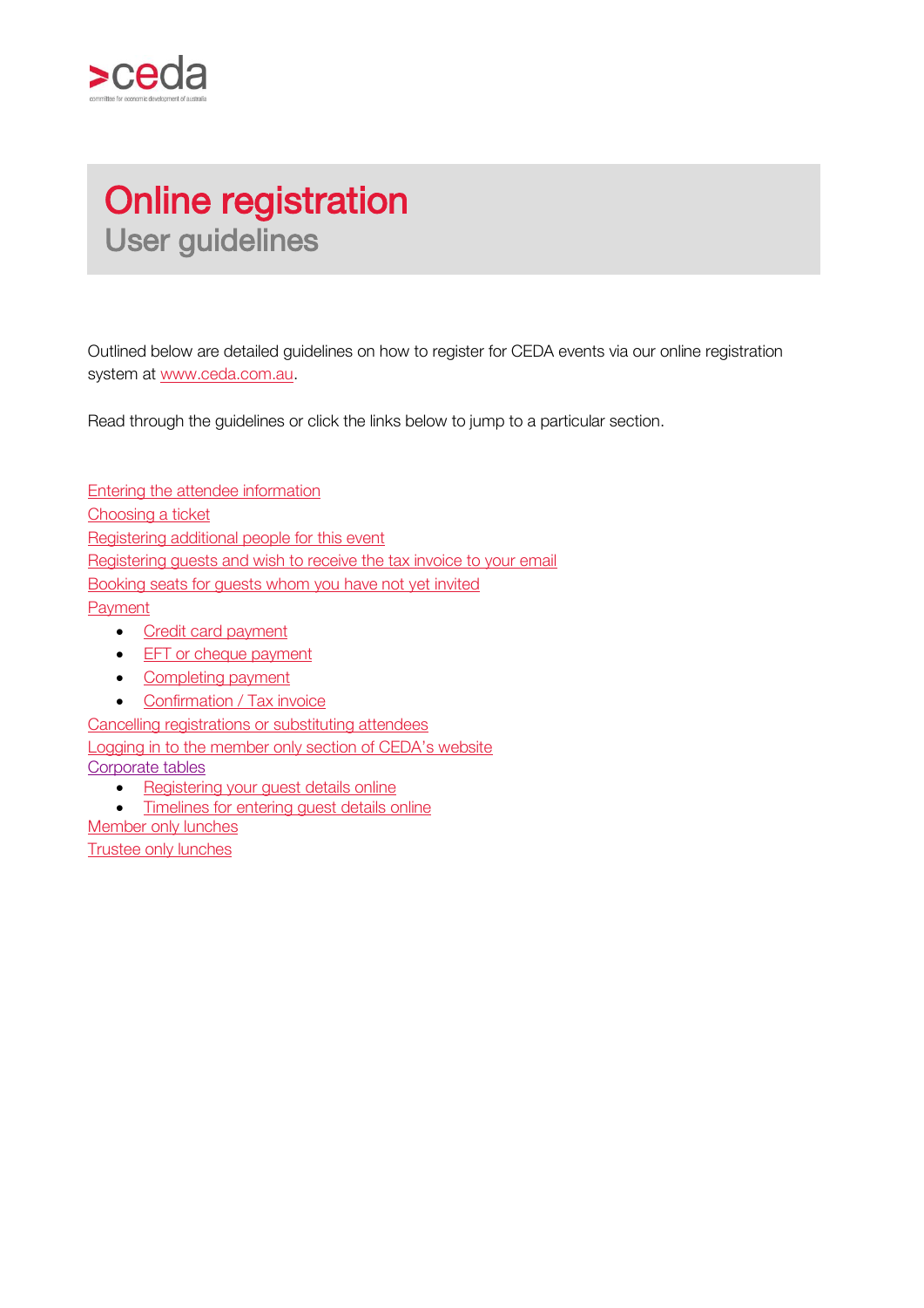# Online registration

## User guidelines

Outlined below are detailed guidelines on how to register for CEDA events via our online registration system at www.ceda.com.au.

Read through the guidelines or click the links below to jump to a particular section.

Entering the attendee information
Choosing a ticket
Registering additional people for this event
Registering guests and wish to receive the tax invoice to your email
Booking seats for guests whom you have not yet invited
Payment

- Credit card payment
- EFT or cheque payment
- Completing payment
- Confirmation / Tax invoice

Cancelling registrations or substituting attendees
Logging in to the member only section of CEDA's website
Corporate tables

- Registering your guest details online
- Timelines for entering guest details online

Member only lunches
Trustee only lunches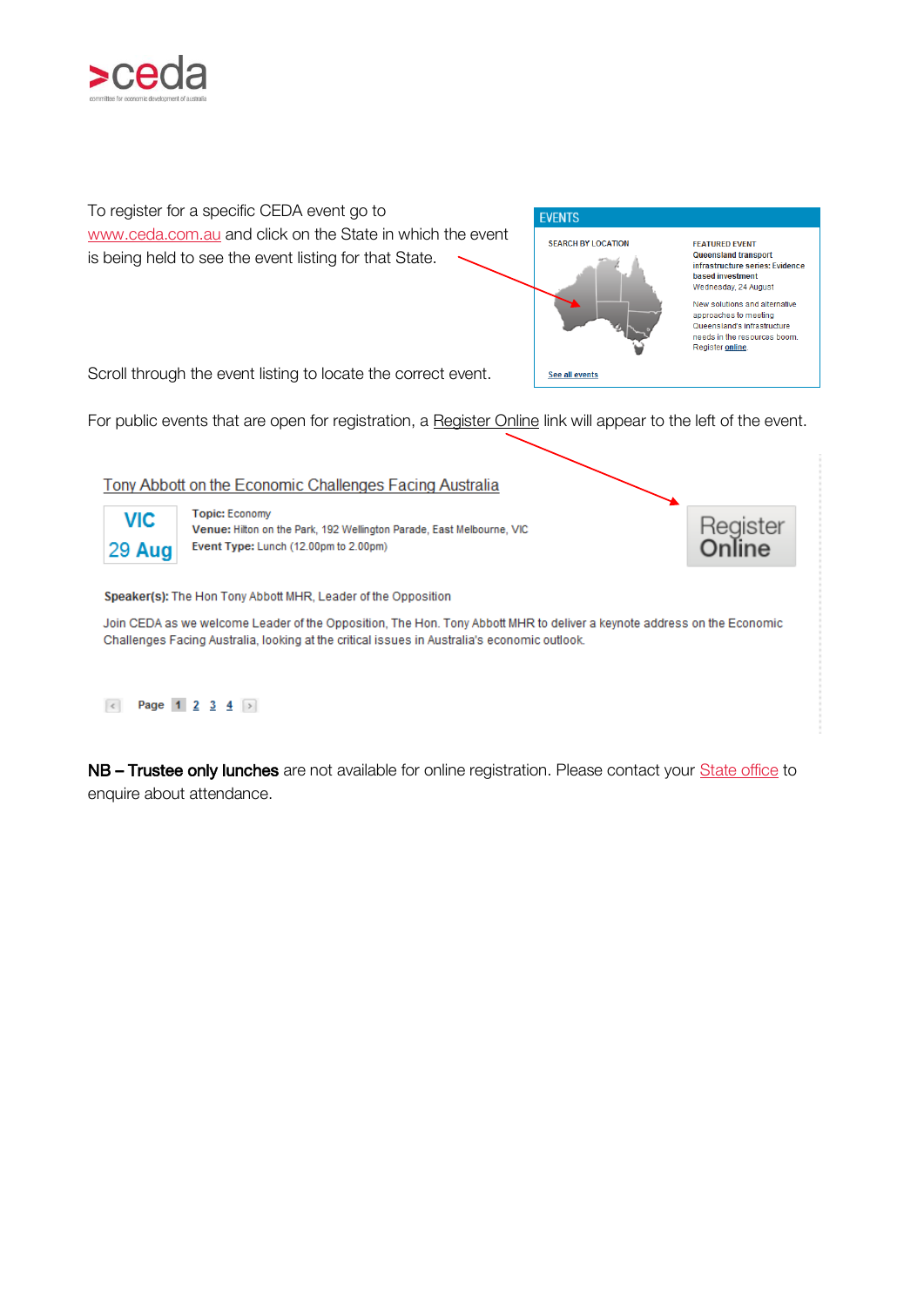To register for a specific CEDA event go to www.ceda.com.au and click on the State in which the event is being held to see the event listing for that State.

EVENTS

SEARCH BY LOCATION

FEATURED EVENT
**Queensland transport infrastructure series: Evidence based investment**
Wednesday, 24 August

New solutions and alternative approaches to meeting Queensland's infrastructure needs in the resources boom.
Register online

See all events

Scroll through the event listing to locate the correct event.

For public events that are open for registration, a Register Online link will appear to the left of the event.

Tony Abbott on the Economic Challenges Facing Australia

VIC
29 Aug

**Topic:** Economy
**Venue:** Hilton on the Park, 192 Wellington Parade, East Melbourne, VIC
**Event Type:** Lunch (12.00pm to 2.00pm)

Register Online

**Speaker(s):** The Hon Tony Abbott MHR, Leader of the Opposition

Join CEDA as we welcome Leader of the Opposition, The Hon. Tony Abbott MHR to deliver a keynote address on the Economic Challenges Facing Australia, looking at the critical issues in Australia's economic outlook.

Page 1 2 3 4

**NB – Trustee only lunches** are not available for online registration. Please contact your State office to enquire about attendance.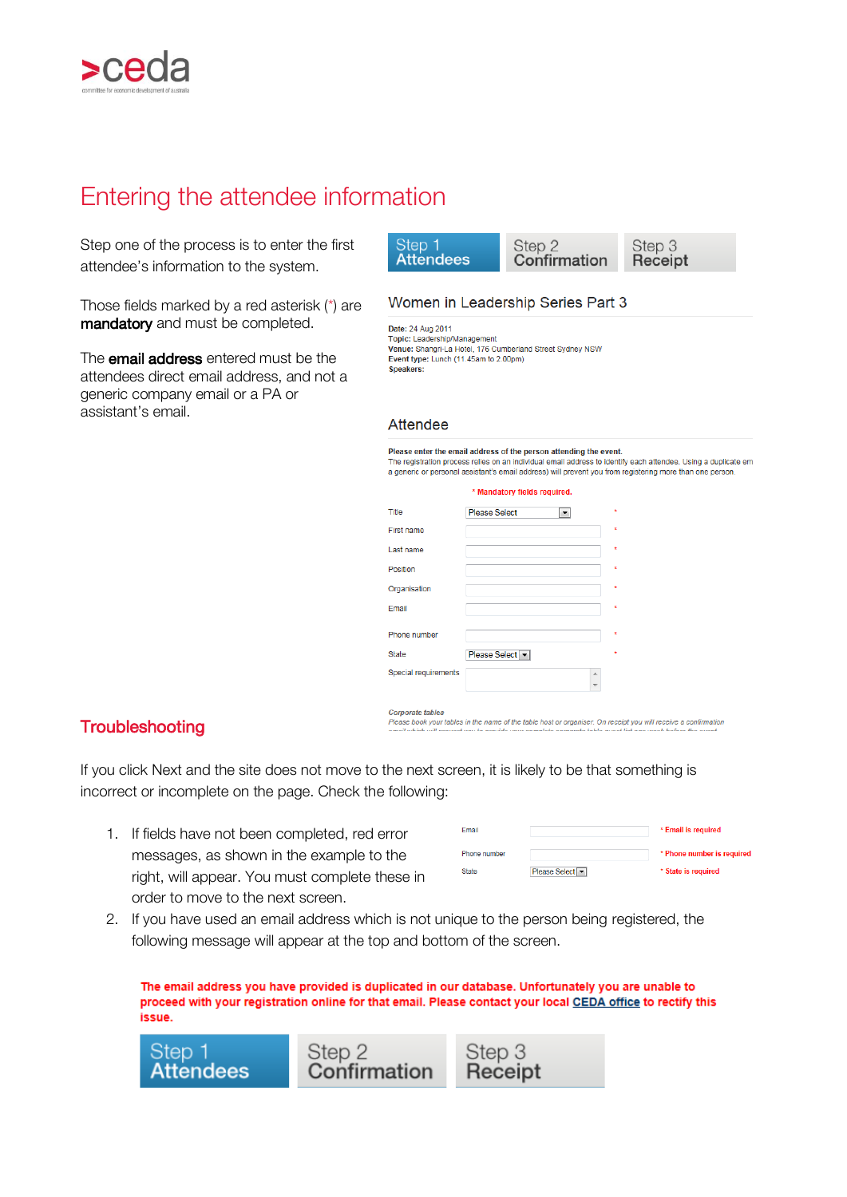# Entering the attendee information

Step one of the process is to enter the first attendee's information to the system.

Those fields marked by a red asterisk (*) are **mandatory** and must be completed.

The **email address** entered must be the attendees direct email address, and not a generic company email or a PA or assistant's email.

Step 1 Attendees | Step 2 Confirmation | Step 3 Receipt

Women in Leadership Series Part 3

**Date:** 24 Aug 2011
**Topic:** Leadership/Management
**Venue:** Shangri-La Hotel, 176 Cumberland Street Sydney NSW
**Event type:** Lunch (11.45am to 2.00pm)
**Speakers:**

Attendee

**Please enter the email address of the person attending the event.**
The registration process relies on an individual email address to identify each attendee. Using a duplicate em a generic or personal assistant's email address) will prevent you from registering more than one person.

* Mandatory fields required.

| | | |
|---|---|---|
| Title | Please Select | * |
| First name | | * |
| Last name | | * |
| Position | | * |
| Organisation | | * |
| Email | | * |
| Phone number | | * |
| State | Please Select | * |
| Special requirements | | |

*Corporate tables*
*Please book your tables in the name of the table host or organiser. On receipt you will receive a confirmation*

## Troubleshooting

If you click Next and the site does not move to the next screen, it is likely to be that something is incorrect or incomplete on the page. Check the following:

1. If fields have not been completed, red error messages, as shown in the example to the right, will appear. You must complete these in order to move to the next screen.

| | | |
|---|---|---|
| Email | | * Email is required |
| Phone number | | * Phone number is required |
| State | Please Select | * State is required |

2. If you have used an email address which is not unique to the person being registered, the following message will appear at the top and bottom of the screen.

**The email address you have provided is duplicated in our database. Unfortunately you are unable to proceed with your registration online for that email. Please contact your local CEDA office to rectify this issue.**

Step 1 Attendees | Step 2 Confirmation | Step 3 Receipt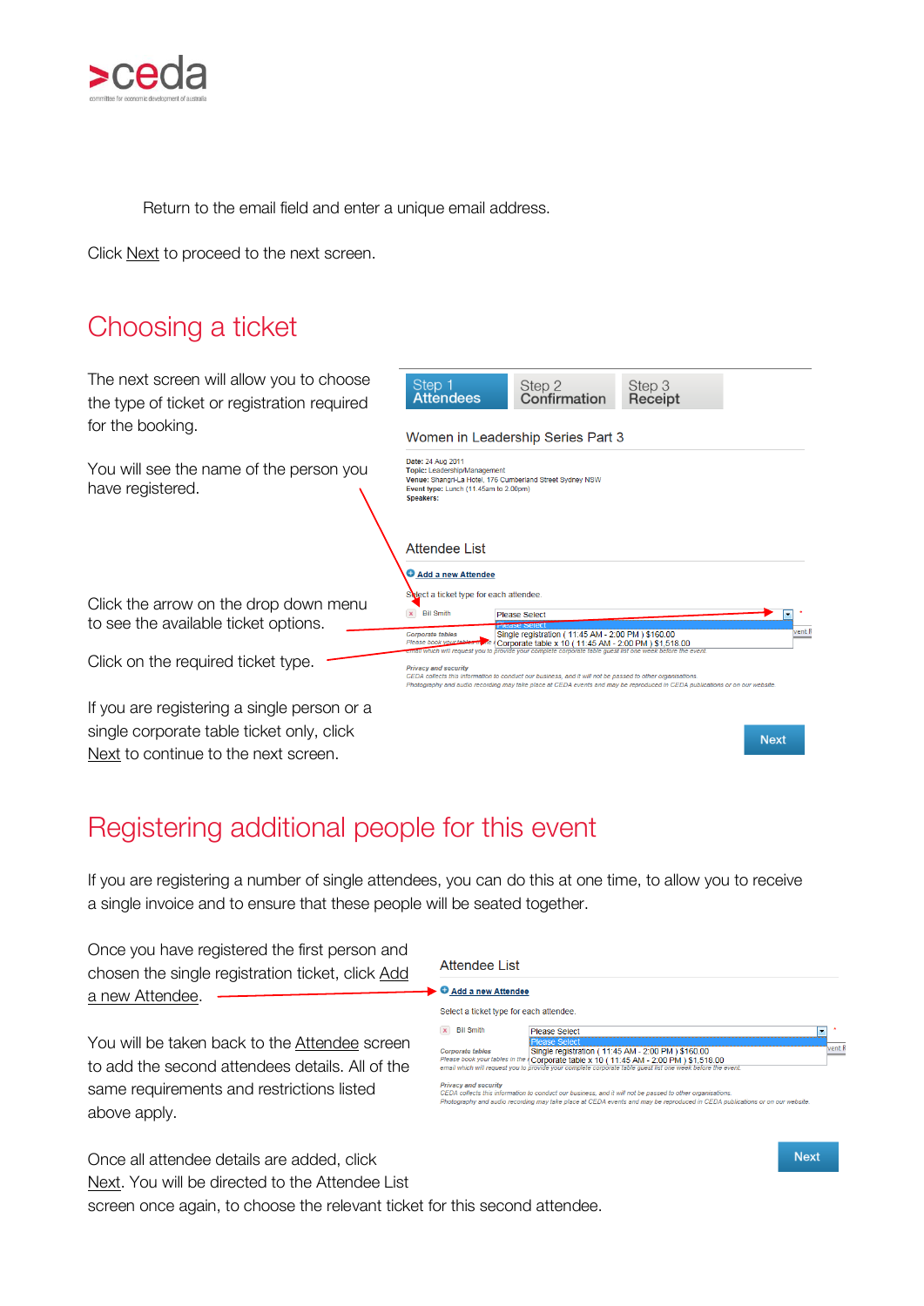Return to the email field and enter a unique email address.

Click Next to proceed to the next screen.

## Choosing a ticket

The next screen will allow you to choose the type of ticket or registration required for the booking.

You will see the name of the person you have registered.

Click the arrow on the drop down menu to see the available ticket options.

Click on the required ticket type.

If you are registering a single person or a single corporate table ticket only, click Next to continue to the next screen.

## Registering additional people for this event

If you are registering a number of single attendees, you can do this at one time, to allow you to receive a single invoice and to ensure that these people will be seated together.

Once you have registered the first person and chosen the single registration ticket, click Add a new Attendee.

You will be taken back to the Attendee screen to add the second attendees details. All of the same requirements and restrictions listed above apply.

Once all attendee details are added, click Next. You will be directed to the Attendee List screen once again, to choose the relevant ticket for this second attendee.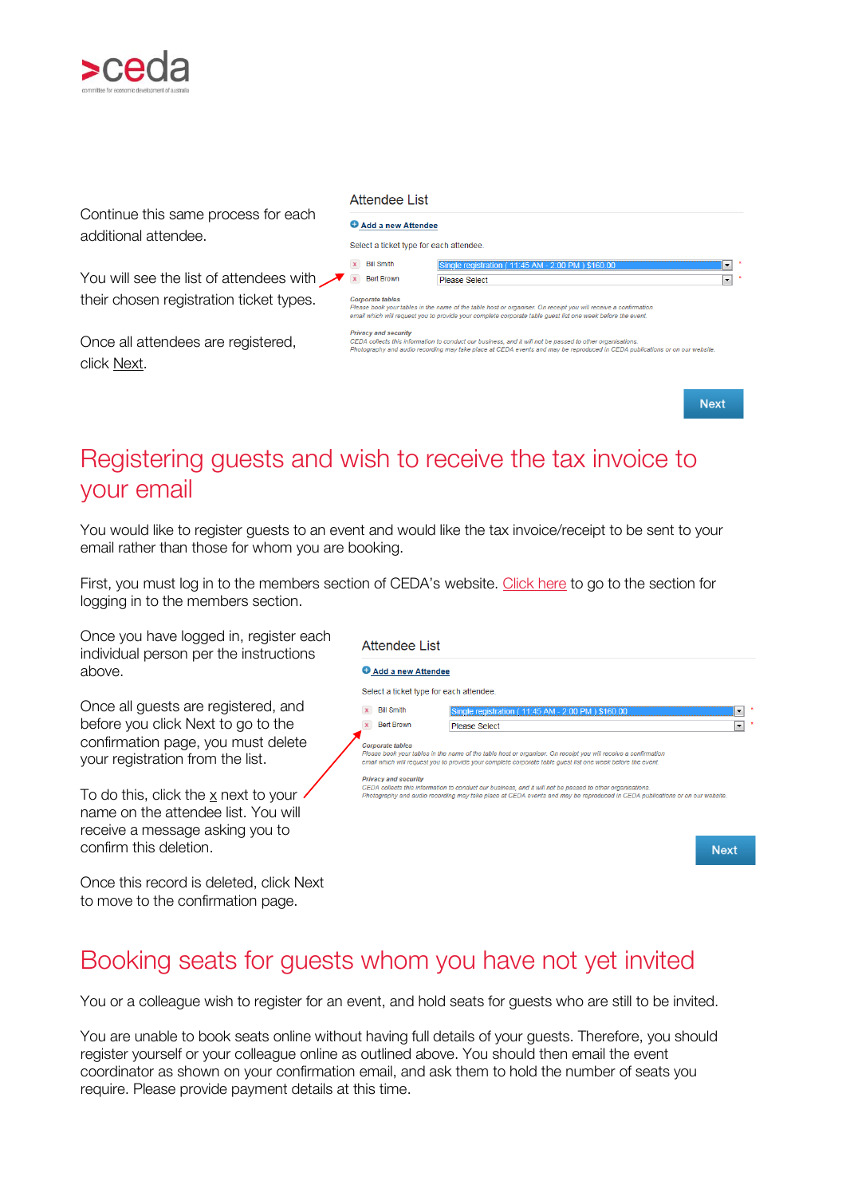Continue this same process for each additional attendee.

You will see the list of attendees with their chosen registration ticket types.

Once all attendees are registered, click Next.

Attendee List

Add a new Attendee

Select a ticket type for each attendee.

| | | |
|---|---|---|
| x | Bill Smith | Single registration ( 11:45 AM - 2:00 PM ) $160.00 |
| x | Bert Brown | Please Select |

*Corporate tables*
*Please book your tables in the name of the table host or organiser. On receipt you will receive a confirmation email which will request you to provide your complete corporate table guest list one week before the event.*

*Privacy and security*
*CEDA collects this information to conduct our business, and it will not be passed to other organisations. Photography and audio recording may take place at CEDA events and may be reproduced in CEDA publications or on our website.*

Next

# Registering guests and wish to receive the tax invoice to your email

You would like to register guests to an event and would like the tax invoice/receipt to be sent to your email rather than those for whom you are booking.

First, you must log in to the members section of CEDA's website. Click here to go to the section for logging in to the members section.

Once you have logged in, register each individual person per the instructions above.

Once all guests are registered, and before you click Next to go to the confirmation page, you must delete your registration from the list.

To do this, click the x next to your name on the attendee list. You will receive a message asking you to confirm this deletion.

Once this record is deleted, click Next to move to the confirmation page.

Attendee List

Add a new Attendee

Select a ticket type for each attendee.

| | | |
|---|---|---|
| x | Bill Smith | Single registration ( 11:45 AM - 2:00 PM ) $160.00 |
| x | Bert Brown | Please Select |

*Corporate tables*
*Please book your tables in the name of the table host or organiser. On receipt you will receive a confirmation email which will request you to provide your complete corporate table guest list one week before the event.*

*Privacy and security*
*CEDA collects this information to conduct our business, and it will not be passed to other organisations. Photography and audio recording may take place at CEDA events and may be reproduced in CEDA publications or on our website.*

Next

# Booking seats for guests whom you have not yet invited

You or a colleague wish to register for an event, and hold seats for guests who are still to be invited.

You are unable to book seats online without having full details of your guests. Therefore, you should register yourself or your colleague online as outlined above. You should then email the event coordinator as shown on your confirmation email, and ask them to hold the number of seats you require. Please provide payment details at this time.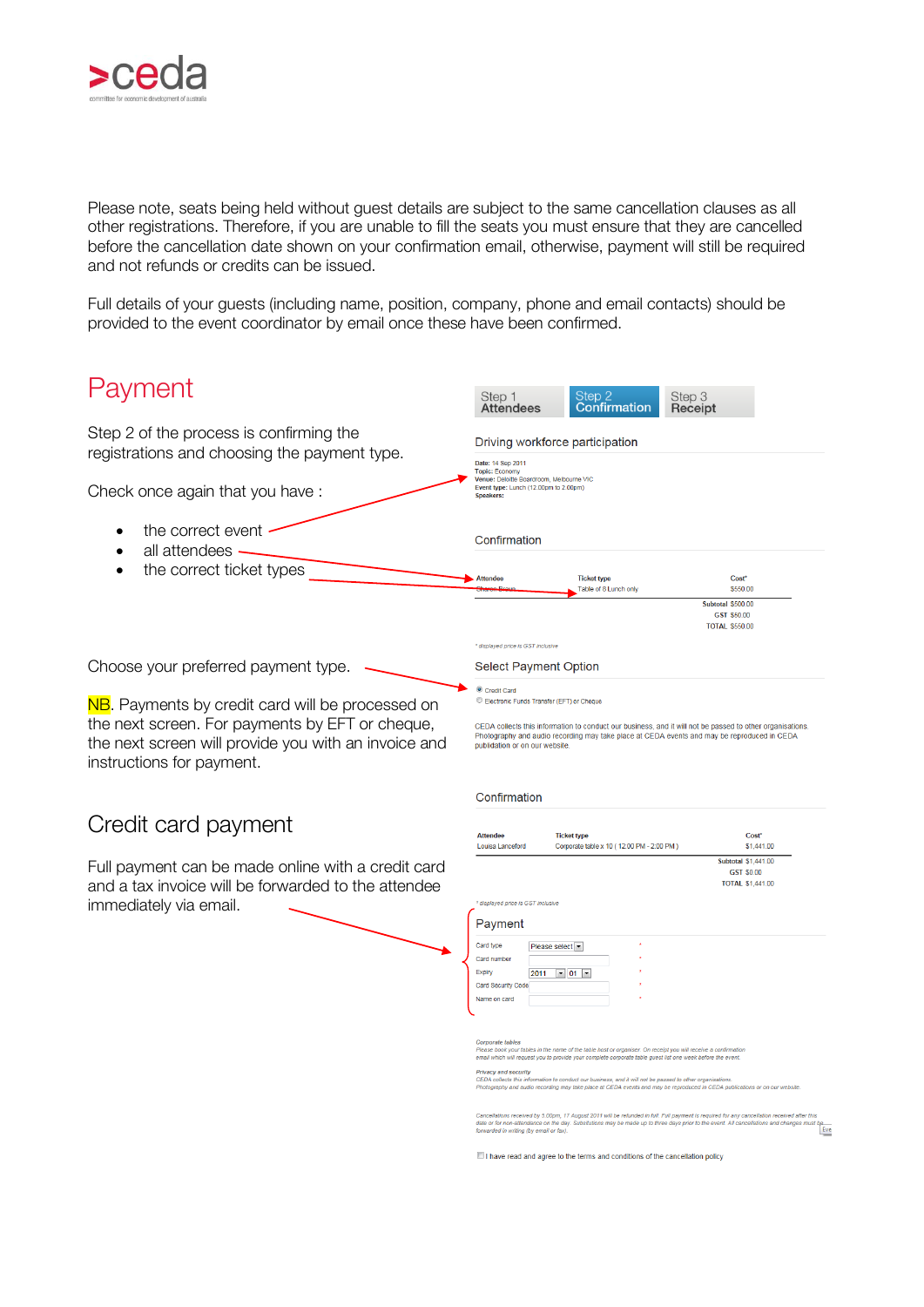Please note, seats being held without guest details are subject to the same cancellation clauses as all other registrations. Therefore, if you are unable to fill the seats you must ensure that they are cancelled before the cancellation date shown on your confirmation email, otherwise, payment will still be required and not refunds or credits can be issued.

Full details of your guests (including name, position, company, phone and email contacts) should be provided to the event coordinator by email once these have been confirmed.

# Payment

Step 2 of the process is confirming the registrations and choosing the payment type.

Check once again that you have :

- the correct event
- all attendees
- the correct ticket types

Choose your preferred payment type.

NB. Payments by credit card will be processed on the next screen. For payments by EFT or cheque, the next screen will provide you with an invoice and instructions for payment.

Step 1 Attendees | Step 2 Confirmation | Step 3 Receipt

Driving workforce participation

**Date:** 14 Sep 2011
**Topic:** Economy
**Venue:** Deloitte Boardroom, Melbourne VIC
**Event type:** Lunch (12.00pm to 2.00pm)
**Speakers:**

Confirmation

| Attendee | Ticket type | Cost* |
|---|---|---|
| Sharon Brown | Table of 8 Lunch only | $550.00 |
| | Subtotal | $500.00 |
| | GST | $50.00 |
| | TOTAL | $550.00 |

* displayed price is GST inclusive

Select Payment Option

- ◉ Credit Card
- ○ Electronic Funds Transfer (EFT) or Cheque

CEDA collects this information to conduct our business, and it will not be passed to other organisations. Photography and audio recording may take place at CEDA events and may be reproduced in CEDA publication or on our website.

## Credit card payment

Full payment can be made online with a credit card and a tax invoice will be forwarded to the attendee immediately via email.

Confirmation

| Attendee | Ticket type | Cost* |
|---|---|---|
| Louisa Lanceford | Corporate table x 10 ( 12.00 PM - 2.00 PM ) | $1,441.00 |
| | Subtotal | $1,441.00 |
| | GST | $0.00 |
| | TOTAL | $1,441.00 |

* displayed price is GST inclusive

Payment

- Card type: Please select
- Card number
- Expiry: 2011 / 01
- Card Security Code
- Name on card

*Corporate tables*
*Please book your tables in the name of the table host or organiser. On receipt you will receive a confirmation email which will request you to provide your complete corporate table guest list one week before the event.*

*Privacy and security*
*CEDA collects this information to conduct our business, and it will not be passed to other organisations. Photography and audio recording may take place at CEDA events and may be reproduced in CEDA publications or on our website.*

*Cancellations received by 5.00pm, 17 August 2011 will be refunded in full. Full payment is required for any cancellation received after this date or for non-attendance on the day. Substitutions may be made up to three days prior to the event. All cancellations and changes must be forwarded in writing (by email or fax).*

☐ I have read and agree to the terms and conditions of the cancellation policy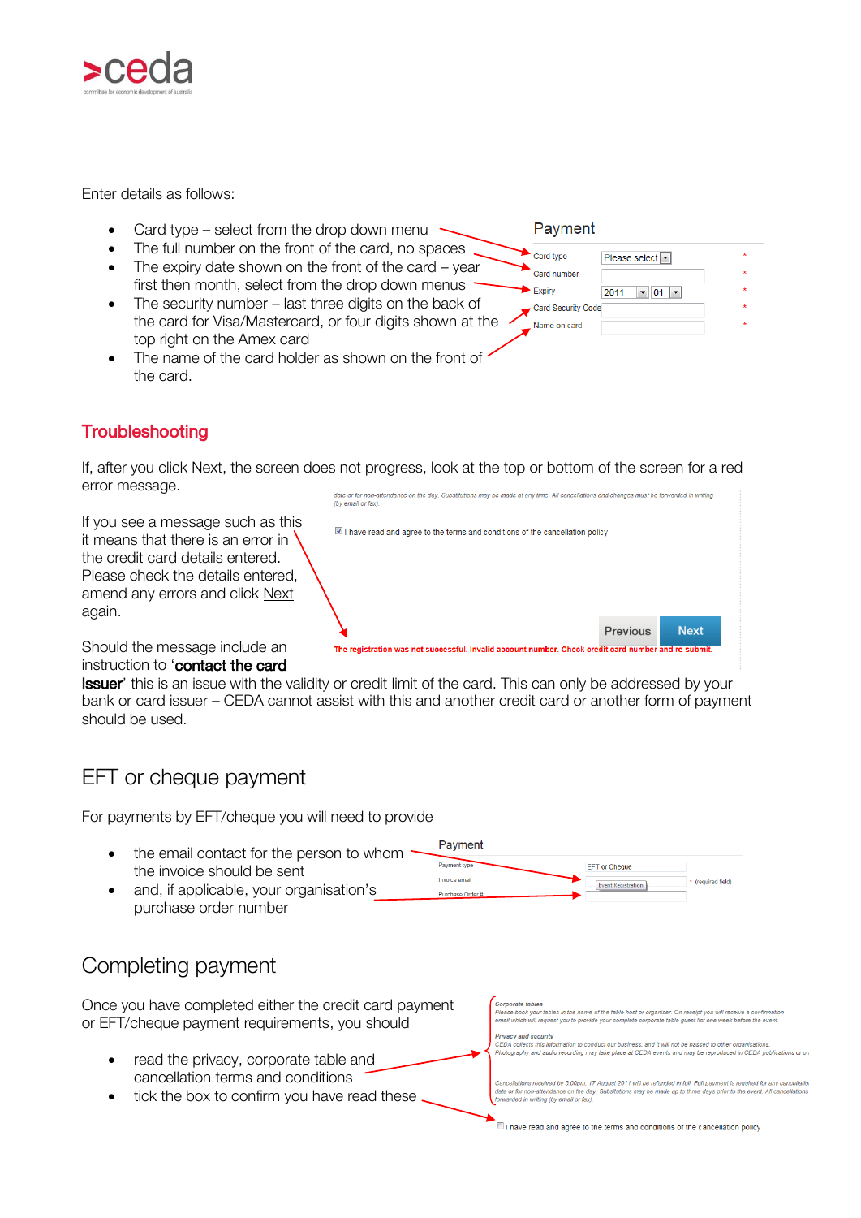Enter details as follows:

- Card type – select from the drop down menu
- The full number on the front of the card, no spaces
- The expiry date shown on the front of the card – year first then month, select from the drop down menus
- The security number – last three digits on the back of the card for Visa/Mastercard, or four digits shown at the top right on the Amex card
- The name of the card holder as shown on the front of the card.

Payment

| | | |
|---|---|---|
| Card type | Please select | * |
| Card number | | * |
| Expiry | 2011 01 | * |
| Card Security Code | | * |
| Name on card | | * |

## Troubleshooting

If, after you click Next, the screen does not progress, look at the top or bottom of the screen for a red error message.

If you see a message such as this it means that there is an error in the credit card details entered. Please check the details entered, amend any errors and click Next again.

date or for non-attendance on the day. Substitutions may be made at any time. All cancellations and changes must be forwarded in writing (by email or fax).

☑ I have read and agree to the terms and conditions of the cancellation policy

Previous Next

The registration was not successful. Invalid account number. Check credit card number and re-submit.

Should the message include an instruction to '**contact the card issuer**' this is an issue with the validity or credit limit of the card. This can only be addressed by your bank or card issuer – CEDA cannot assist with this and another credit card or another form of payment should be used.

# EFT or cheque payment

For payments by EFT/cheque you will need to provide

- the email contact for the person to whom the invoice should be sent
- and, if applicable, your organisation's purchase order number

Payment

| | | |
|---|---|---|
| Payment type | EFT or Cheque | |
| Invoice email | Event Registration | * (required field) |
| Purchase Order # | | |

# Completing payment

Once you have completed either the credit card payment or EFT/cheque payment requirements, you should

- read the privacy, corporate table and cancellation terms and conditions
- tick the box to confirm you have read these

*Corporate tables*
*Please book your tables in the name of the table host or organiser. On receipt you will receive a confirmation email which will request you to provide your complete corporate table guest list one week before the event.*

*Privacy and security*
*CEDA collects this information to conduct our business, and it will not be passed to other organisations. Photography and audio recording may take place at CEDA events and may be reproduced in CEDA publications or on*

*Cancellations received by 5.00pm, 17 August 2011 will be refunded in full. Full payment is required for any cancellatio date or for non-attendance on the day. Substitutions may be made up to three days prior to the event. All cancellations forwarded in writing (by email or fax).*

☐ I have read and agree to the terms and conditions of the cancellation policy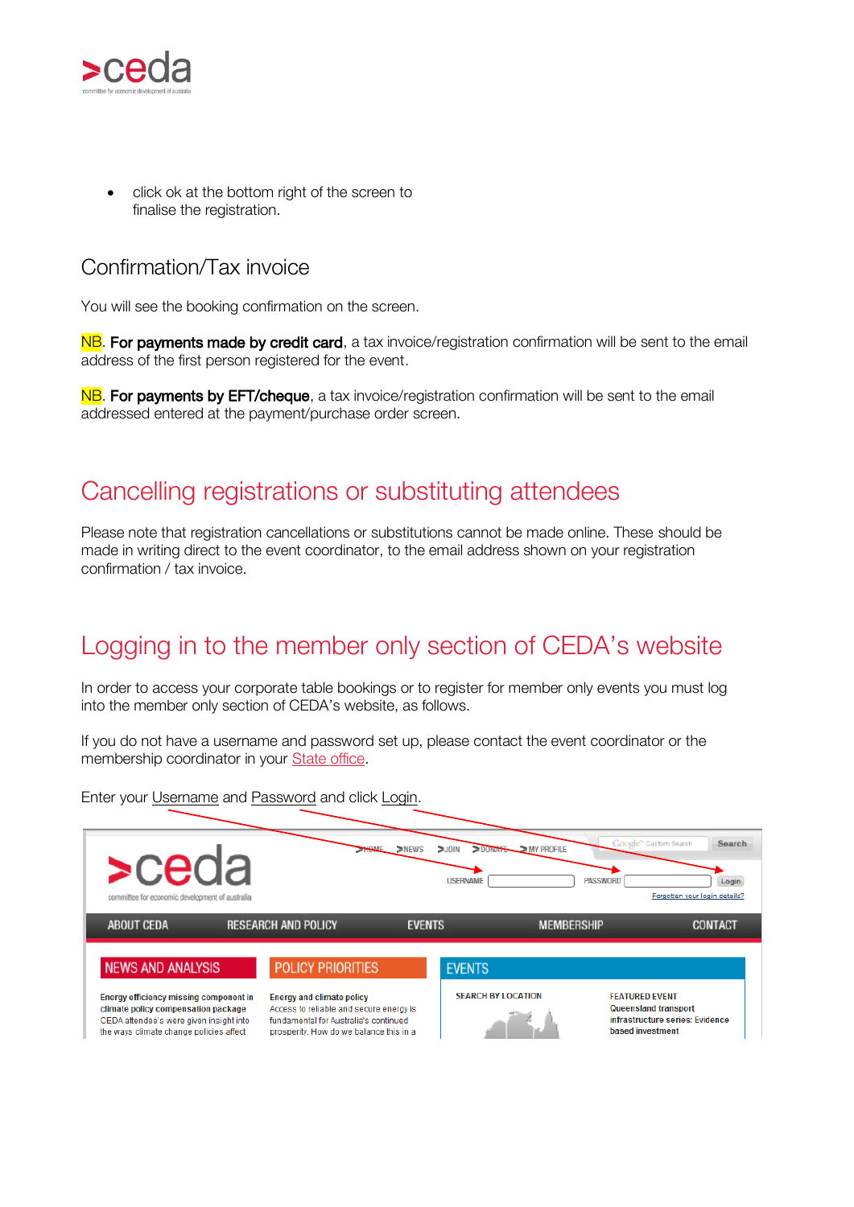- click ok at the bottom right of the screen to finalise the registration.

## Confirmation/Tax invoice

You will see the booking confirmation on the screen.

NB. **For payments made by credit card**, a tax invoice/registration confirmation will be sent to the email address of the first person registered for the event.

NB. **For payments by EFT/cheque**, a tax invoice/registration confirmation will be sent to the email addressed entered at the payment/purchase order screen.

# Cancelling registrations or substituting attendees

Please note that registration cancellations or substitutions cannot be made online. These should be made in writing direct to the event coordinator, to the email address shown on your registration confirmation / tax invoice.

# Logging in to the member only section of CEDA's website

In order to access your corporate table bookings or to register for member only events you must log into the member only section of CEDA's website, as follows.

If you do not have a username and password set up, please contact the event coordinator or the membership coordinator in your State office.

Enter your Username and Password and click Login.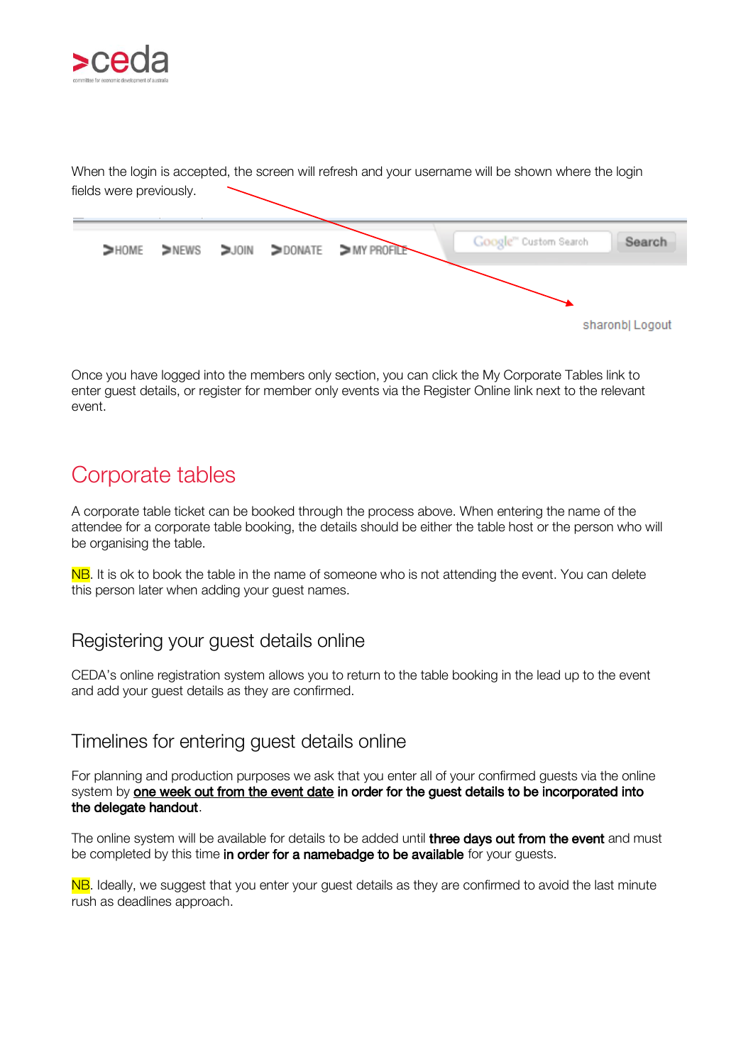When the login is accepted, the screen will refresh and your username will be shown where the login fields were previously.

Once you have logged into the members only section, you can click the My Corporate Tables link to enter guest details, or register for member only events via the Register Online link next to the relevant event.

# Corporate tables

A corporate table ticket can be booked through the process above. When entering the name of the attendee for a corporate table booking, the details should be either the table host or the person who will be organising the table.

NB. It is ok to book the table in the name of someone who is not attending the event. You can delete this person later when adding your guest names.

## Registering your guest details online

CEDA's online registration system allows you to return to the table booking in the lead up to the event and add your guest details as they are confirmed.

## Timelines for entering guest details online

For planning and production purposes we ask that you enter all of your confirmed guests via the online system by **one week out from the event date** **in order for the guest details to be incorporated into the delegate handout**.

The online system will be available for details to be added until **three days out from the event** and must be completed by this time **in order for a namebadge to be available** for your guests.

NB. Ideally, we suggest that you enter your guest details as they are confirmed to avoid the last minute rush as deadlines approach.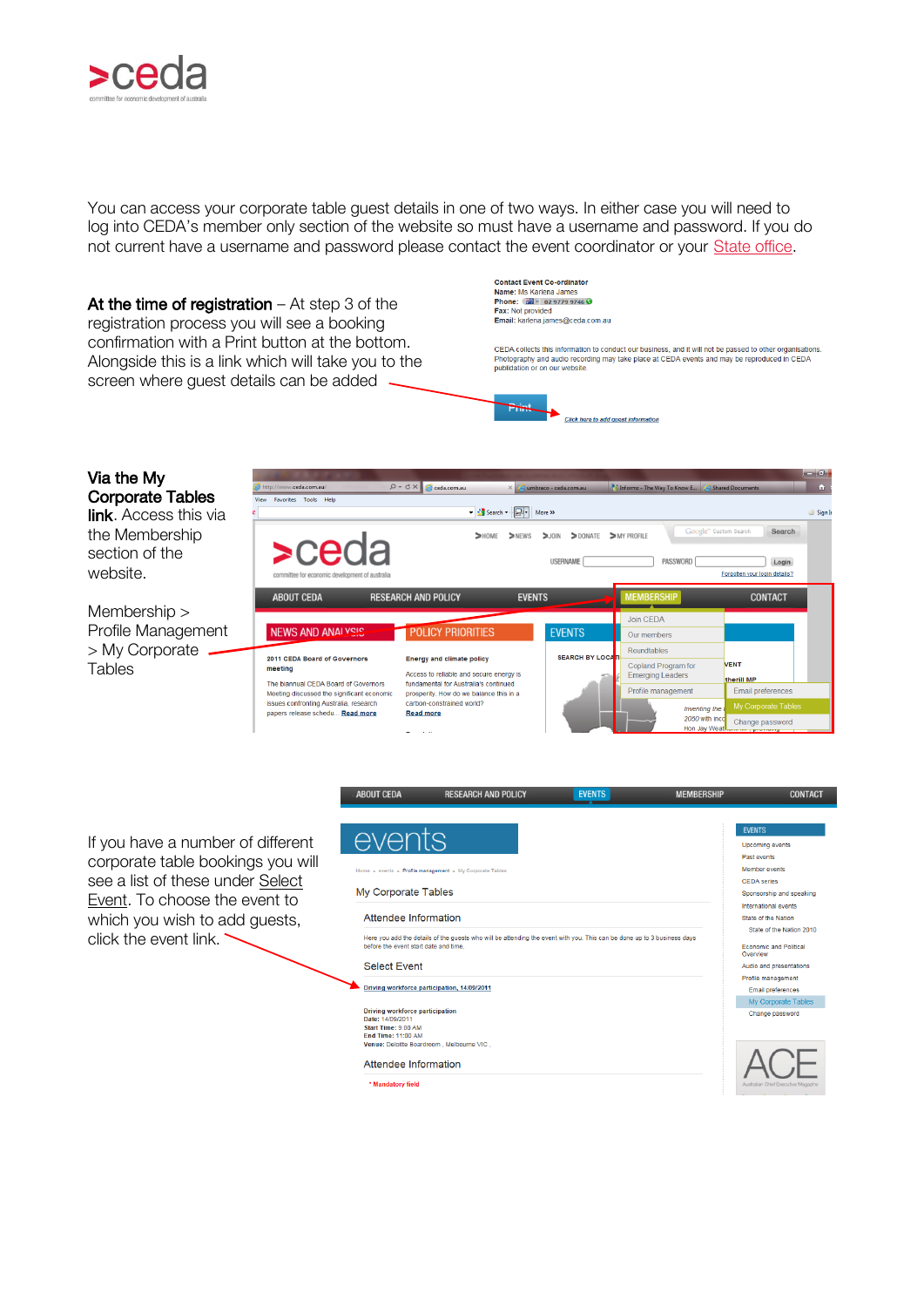You can access your corporate table guest details in one of two ways. In either case you will need to log into CEDA's member only section of the website so must have a username and password. If you do not current have a username and password please contact the event coordinator or your State office.

**At the time of registration** – At step 3 of the registration process you will see a booking confirmation with a Print button at the bottom. Alongside this is a link which will take you to the screen where guest details can be added

**Via the My Corporate Tables link**. Access this via the Membership section of the website.

Membership > Profile Management > My Corporate Tables

If you have a number of different corporate table bookings you will see a list of these under Select Event. To choose the event to which you wish to add guests, click the event link.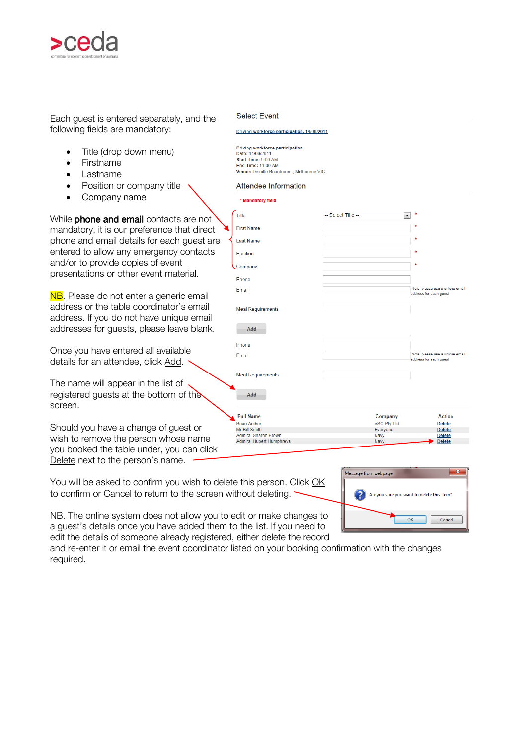>ceda

committee for economic development of australia

Each guest is entered separately, and the following fields are mandatory:

- Title (drop down menu)
- Firstname
- Lastname
- Position or company title
- Company name

While **phone and email** contacts are not mandatory, it is our preference that direct phone and email details for each guest are entered to allow any emergency contacts and/or to provide copies of event presentations or other event material.

NB. Please do not enter a generic email address or the table coordinator's email address. If you do not have unique email addresses for guests, please leave blank.

Once you have entered all available details for an attendee, click Add.

The name will appear in the list of registered guests at the bottom of the screen.

Should you have a change of guest or wish to remove the person whose name you booked the table under, you can click Delete next to the person's name.

You will be asked to confirm you wish to delete this person. Click OK to confirm or Cancel to return to the screen without deleting.

NB. The online system does not allow you to edit or make changes to a guest's details once you have added them to the list. If you need to edit the details of someone already registered, either delete the record and re-enter it or email the event coordinator listed on your booking confirmation with the changes required.

Select Event

Driving workforce participation, 14/09/2011

Driving workforce participation
Date: 14/09/2011
Start Time: 9:00 AM
End Time: 11:00 AM
Venue: Deloitte Boardroom , Melbourne VIC ,

Attendee Information

\* Mandatory field

Title -- Select Title -- \*
First Name \*
Last Name \*
Position \*
Company \*
Phone
Email Note: please use a unique email address for each guest
Meal Requirements
Add

Phone
Email Note: please use a unique email address for each guest
Meal Requirements
Add

| Full Name | Company | Action |
|---|---|---|
| Brian Archer | ASC Pty Ltd | Delete |
| Mr Bill Smith | Everyone | Delete |
| Admiral Sharon Brown | Navy | Delete |
| Admiral Hubert Humphreys | Navy | Delete |

Message from webpage

Are you sure you want to delete this item?

OK Cancel